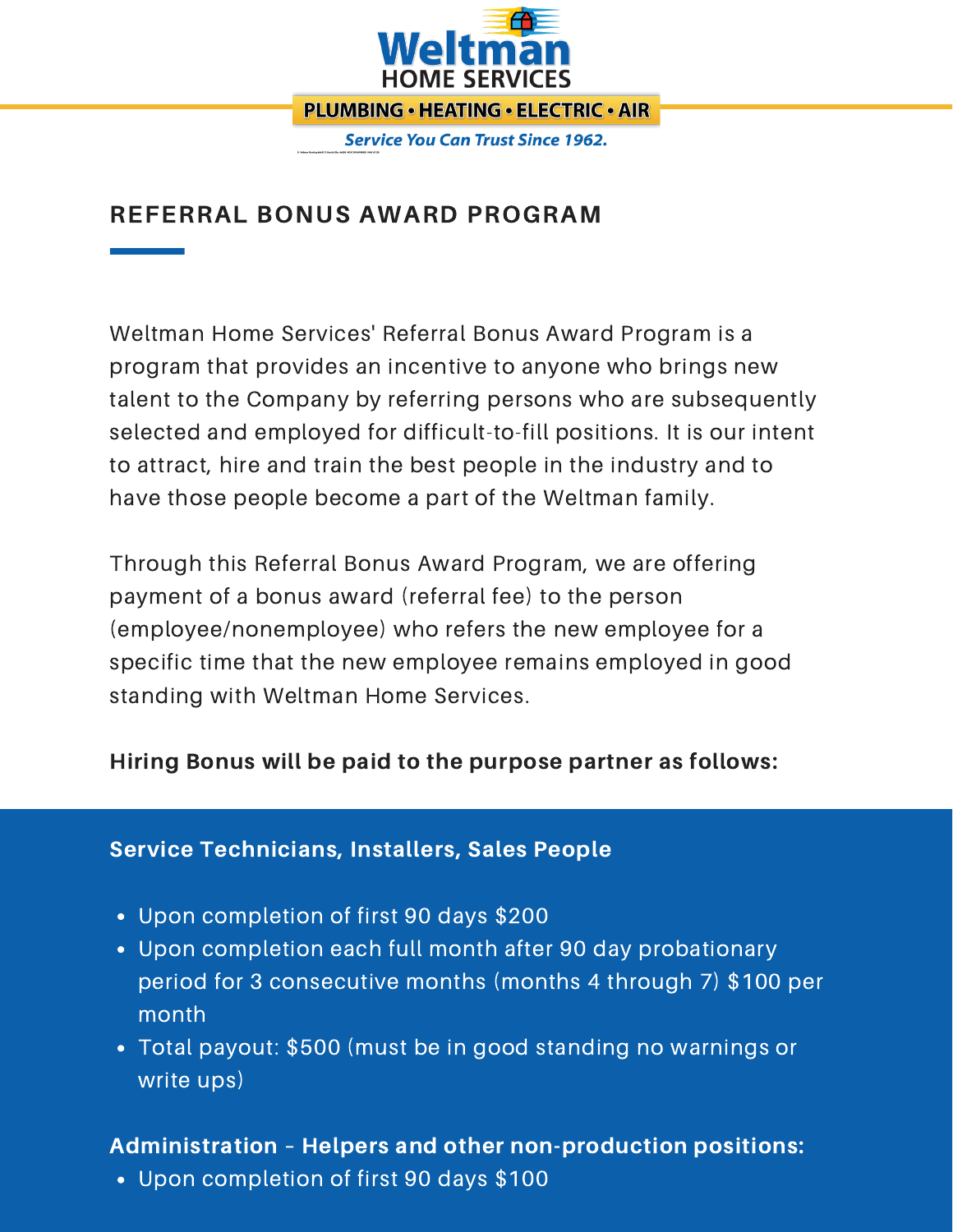Weltman HOME SERVICES

PLUMBING • HEATING • ELECTRIC • AIR

*Service You Can Trust Since 1962.*

## REFERRAL BONUS AWARD PROGRAM

Weltman Home Services' Referral Bonus Award Program is a program that provides an incentive to anyone who brings new talent to the Company by referring persons who are subsequently selected and employed for difficult-to-fill positions. It is our intent to attract, hire and train the best people in the industry and to have those people become a part of the Weltman family.

Through this Referral Bonus Award Program, we are offering payment of a bonus award (referral fee) to the person (employee/nonemployee) who refers the new employee for a specific time that the new employee remains employed in good standing with Weltman Home Services.

**Hiring Bonus will be paid to the purpose partner as follows:**

**Service Technicians, Installers, Sales People**

- Upon completion of first 90 days $200
- Upon completion each full month after 90 day probationary period for 3 consecutive months (months 4 through 7) $100 per month
- Total payout: $500 (must be in good standing no warnings or write ups)

**Administration – Helpers and other non-production positions:**

- Upon completion of first 90 days $100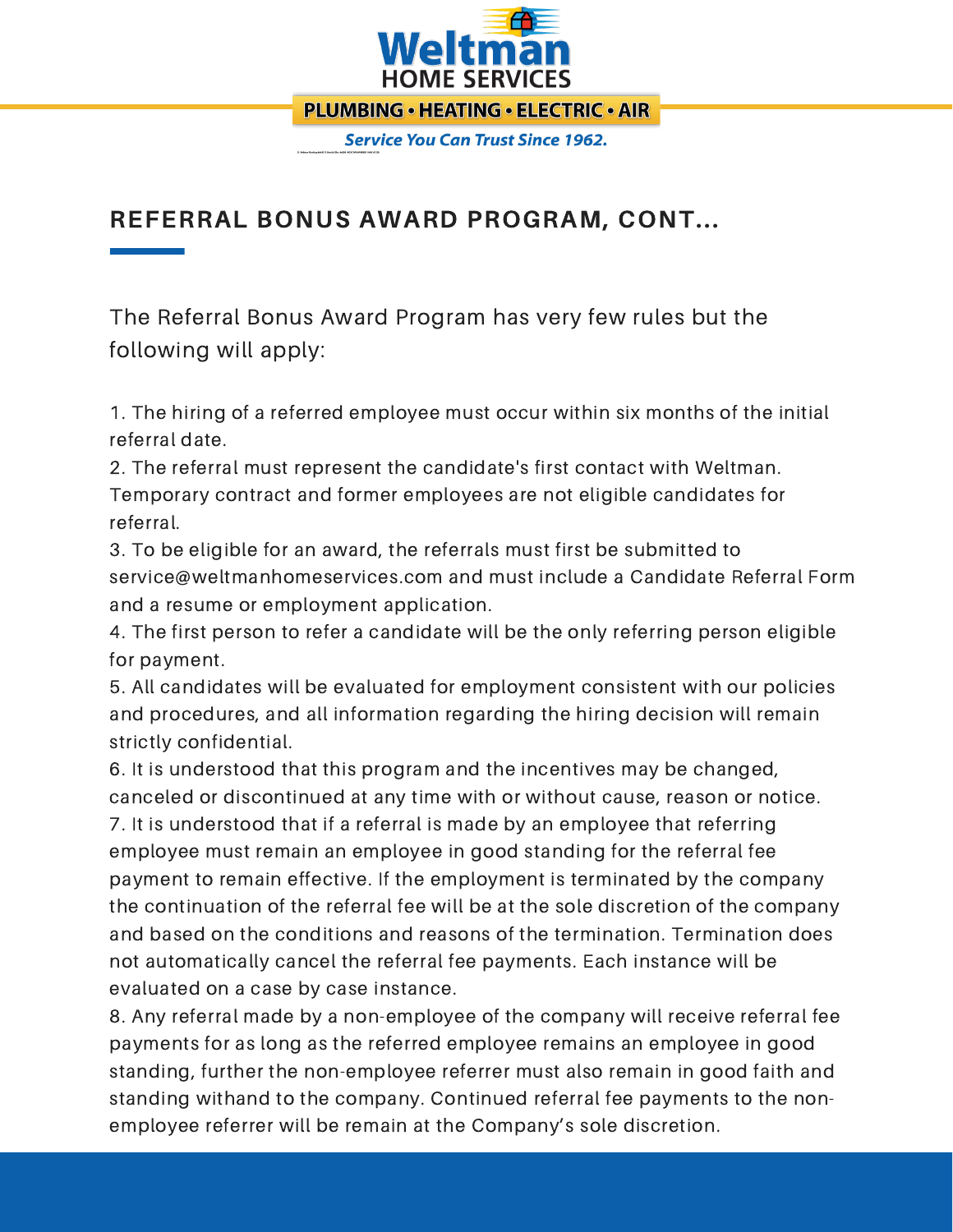## REFERRAL BONUS AWARD PROGRAM, CONT...

The Referral Bonus Award Program has very few rules but the following will apply:

1. The hiring of a referred employee must occur within six months of the initial referral date.
2. The referral must represent the candidate's first contact with Weltman. Temporary contract and former employees are not eligible candidates for referral.
3. To be eligible for an award, the referrals must first be submitted to service@weltmanhomeservices.com and must include a Candidate Referral Form and a resume or employment application.
4. The first person to refer a candidate will be the only referring person eligible for payment.
5. All candidates will be evaluated for employment consistent with our policies and procedures, and all information regarding the hiring decision will remain strictly confidential.
6. It is understood that this program and the incentives may be changed, canceled or discontinued at any time with or without cause, reason or notice.
7. It is understood that if a referral is made by an employee that referring employee must remain an employee in good standing for the referral fee payment to remain effective. If the employment is terminated by the company the continuation of the referral fee will be at the sole discretion of the company and based on the conditions and reasons of the termination. Termination does not automatically cancel the referral fee payments. Each instance will be evaluated on a case by case instance.
8. Any referral made by a non-employee of the company will receive referral fee payments for as long as the referred employee remains an employee in good standing, further the non-employee referrer must also remain in good faith and standing withand to the company. Continued referral fee payments to the non-employee referrer will be remain at the Company's sole discretion.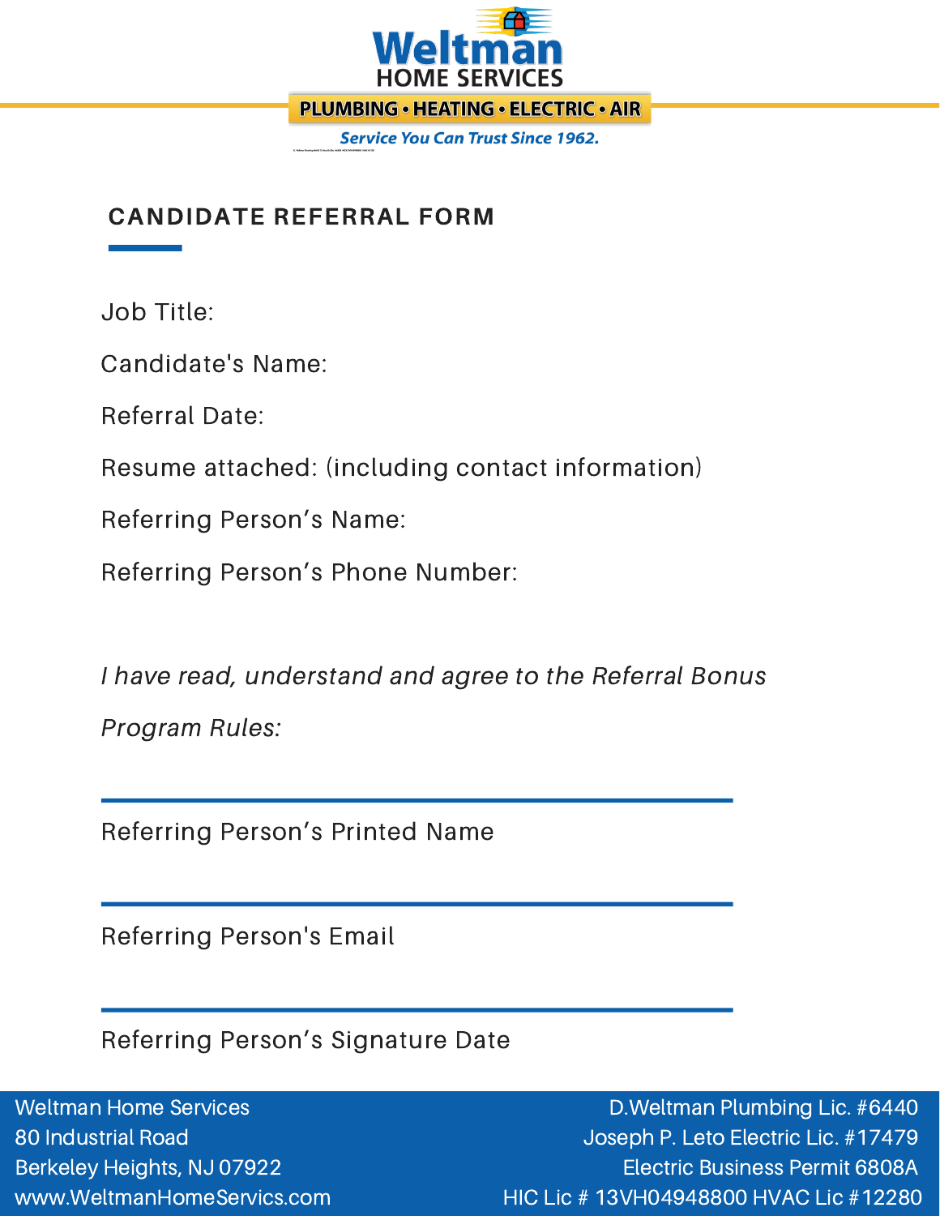Weltman HOME SERVICES

PLUMBING • HEATING • ELECTRIC • AIR

*Service You Can Trust Since 1962.*

## CANDIDATE REFERRAL FORM

Job Title:

Candidate's Name:

Referral Date:

Resume attached: (including contact information)

Referring Person's Name:

Referring Person's Phone Number:

*I have read, understand and agree to the Referral Bonus Program Rules:*

\_\_\_\_\_\_\_\_\_\_\_\_\_\_\_\_\_\_\_\_\_\_\_\_\_\_\_\_\_\_\_\_\_\_\_\_\_\_\_\_

Referring Person's Printed Name

\_\_\_\_\_\_\_\_\_\_\_\_\_\_\_\_\_\_\_\_\_\_\_\_\_\_\_\_\_\_\_\_\_\_\_\_\_\_\_\_

Referring Person's Email

\_\_\_\_\_\_\_\_\_\_\_\_\_\_\_\_\_\_\_\_\_\_\_\_\_\_\_\_\_\_\_\_\_\_\_\_\_\_\_\_

Referring Person's Signature Date

Weltman Home Services
80 Industrial Road
Berkeley Heights, NJ 07922
www.WeltmanHomeServics.com

D.Weltman Plumbing Lic. #6440
Joseph P. Leto Electric Lic. #17479
Electric Business Permit 6808A
HIC Lic # 13VH04948800 HVAC Lic #12280